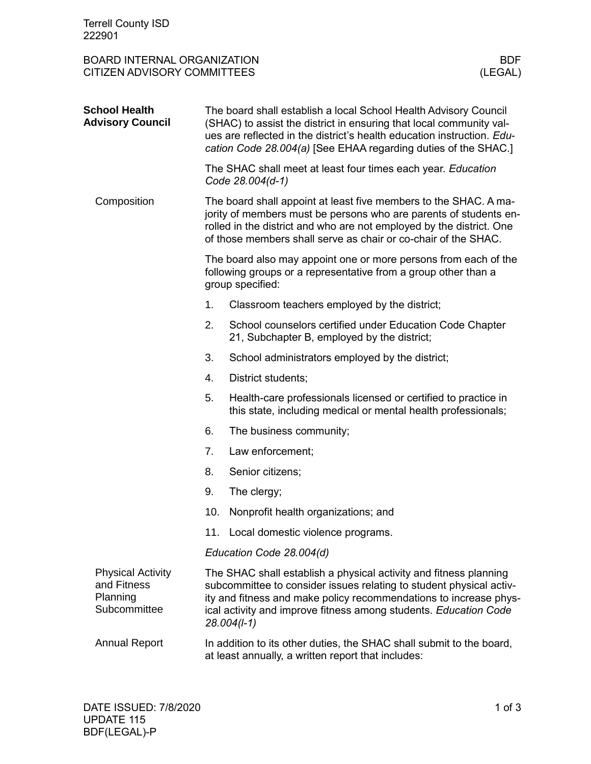Terrell County ISD
222901

BOARD INTERNAL ORGANIZATION
CITIZEN ADVISORY COMMITTEES

BDF
(LEGAL)

## School Health Advisory Council

The board shall establish a local School Health Advisory Council (SHAC) to assist the district in ensuring that local community values are reflected in the district's health education instruction. *Education Code 28.004(a)* [See EHAA regarding duties of the SHAC.]

The SHAC shall meet at least four times each year. *Education Code 28.004(d-1)*

### Composition

The board shall appoint at least five members to the SHAC. A majority of members must be persons who are parents of students enrolled in the district and who are not employed by the district. One of those members shall serve as chair or co-chair of the SHAC.

The board also may appoint one or more persons from each of the following groups or a representative from a group other than a group specified:

1. Classroom teachers employed by the district;
2. School counselors certified under Education Code Chapter 21, Subchapter B, employed by the district;
3. School administrators employed by the district;
4. District students;
5. Health-care professionals licensed or certified to practice in this state, including medical or mental health professionals;
6. The business community;
7. Law enforcement;
8. Senior citizens;
9. The clergy;
10. Nonprofit health organizations; and
11. Local domestic violence programs.

*Education Code 28.004(d)*

### Physical Activity and Fitness Planning Subcommittee

The SHAC shall establish a physical activity and fitness planning subcommittee to consider issues relating to student physical activity and fitness and make policy recommendations to increase physical activity and improve fitness among students. *Education Code 28.004(l-1)*

### Annual Report

In addition to its other duties, the SHAC shall submit to the board, at least annually, a written report that includes:

DATE ISSUED: 7/8/2020
UPDATE 115
BDF(LEGAL)-P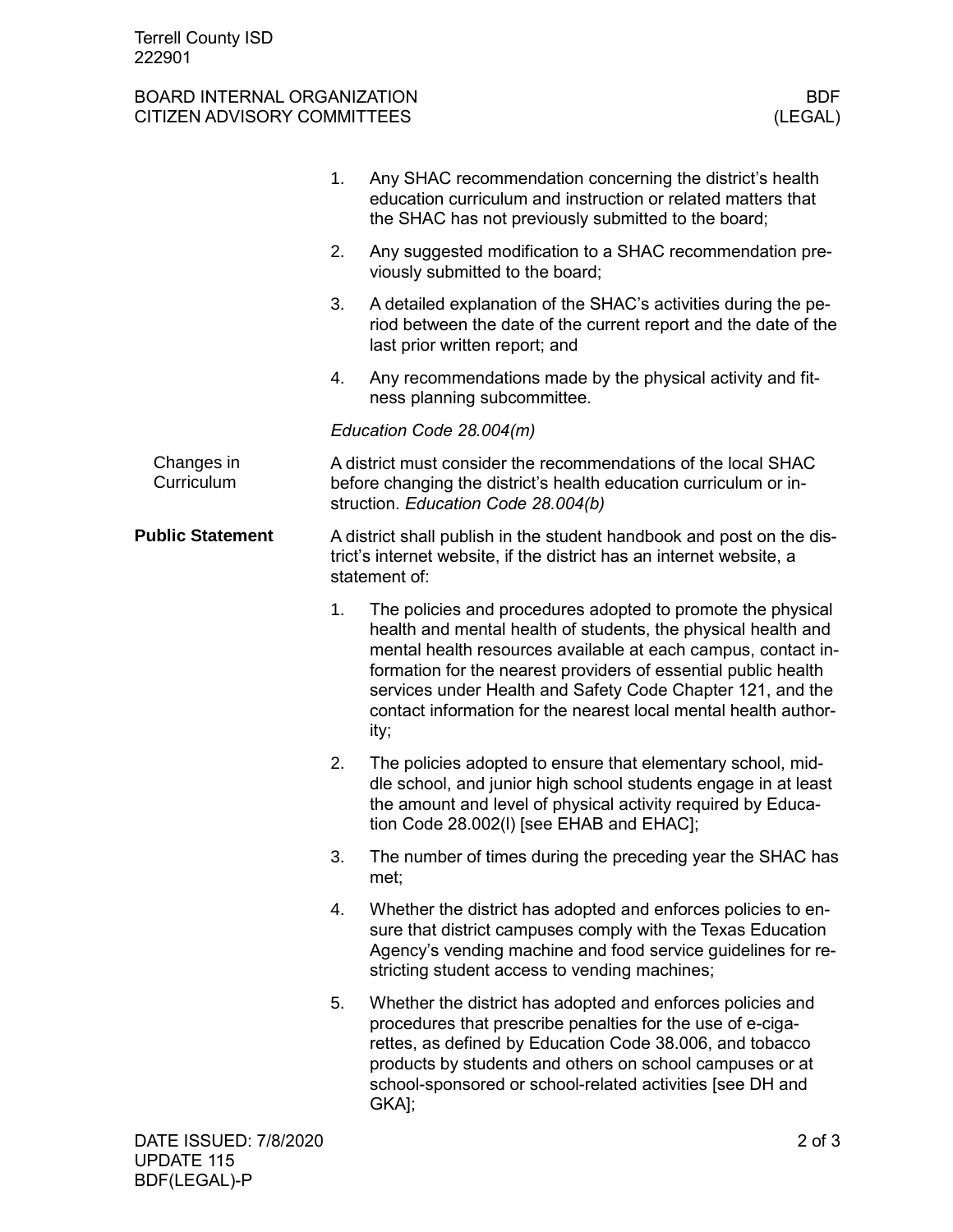1. Any SHAC recommendation concerning the district's health education curriculum and instruction or related matters that the SHAC has not previously submitted to the board;
2. Any suggested modification to a SHAC recommendation previously submitted to the board;
3. A detailed explanation of the SHAC's activities during the period between the date of the current report and the date of the last prior written report; and
4. Any recommendations made by the physical activity and fitness planning subcommittee.

*Education Code 28.004(m)*

Changes in Curriculum

A district must consider the recommendations of the local SHAC before changing the district's health education curriculum or instruction. *Education Code 28.004(b)*

**Public Statement**

A district shall publish in the student handbook and post on the district's internet website, if the district has an internet website, a statement of:

1. The policies and procedures adopted to promote the physical health and mental health of students, the physical health and mental health resources available at each campus, contact information for the nearest providers of essential public health services under Health and Safety Code Chapter 121, and the contact information for the nearest local mental health authority;
2. The policies adopted to ensure that elementary school, middle school, and junior high school students engage in at least the amount and level of physical activity required by Education Code 28.002(l) [see EHAB and EHAC];
3. The number of times during the preceding year the SHAC has met;
4. Whether the district has adopted and enforces policies to ensure that district campuses comply with the Texas Education Agency's vending machine and food service guidelines for restricting student access to vending machines;
5. Whether the district has adopted and enforces policies and procedures that prescribe penalties for the use of e-cigarettes, as defined by Education Code 38.006, and tobacco products by students and others on school campuses or at school-sponsored or school-related activities [see DH and GKA];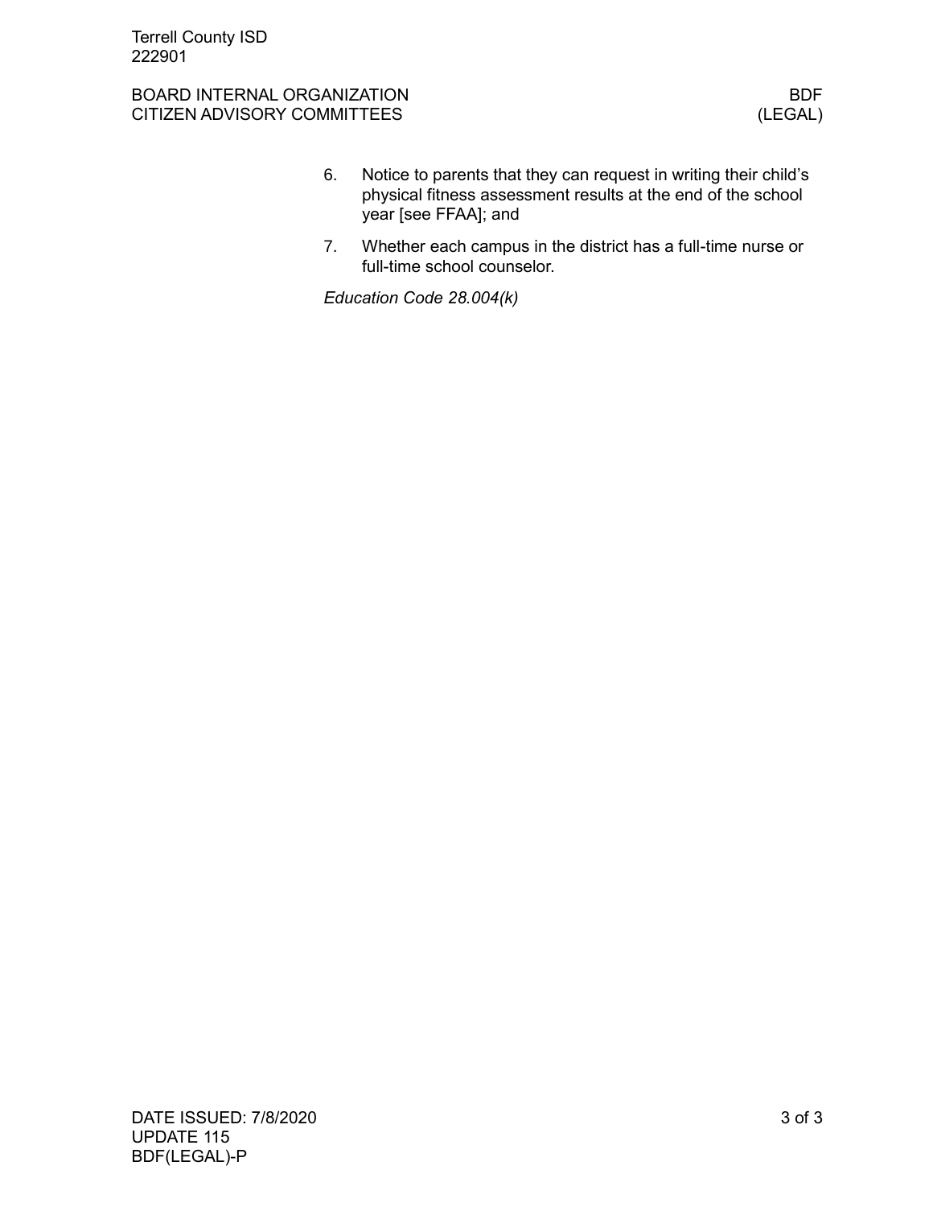6. Notice to parents that they can request in writing their child's physical fitness assessment results at the end of the school year [see FFAA]; and
7. Whether each campus in the district has a full-time nurse or full-time school counselor.

*Education Code 28.004(k)*